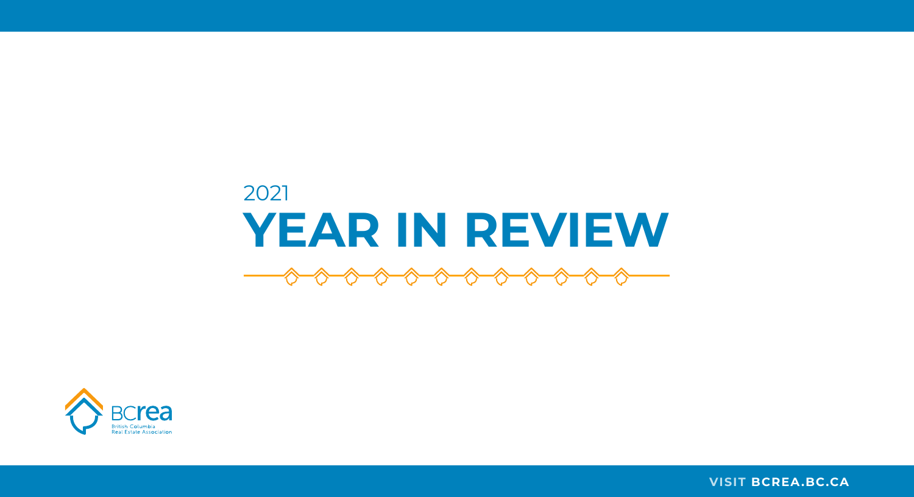2021

# YEAR IN REVIEW

BCREA
British Columbia
Real Estate Association

VISIT **BCREA.BC.CA**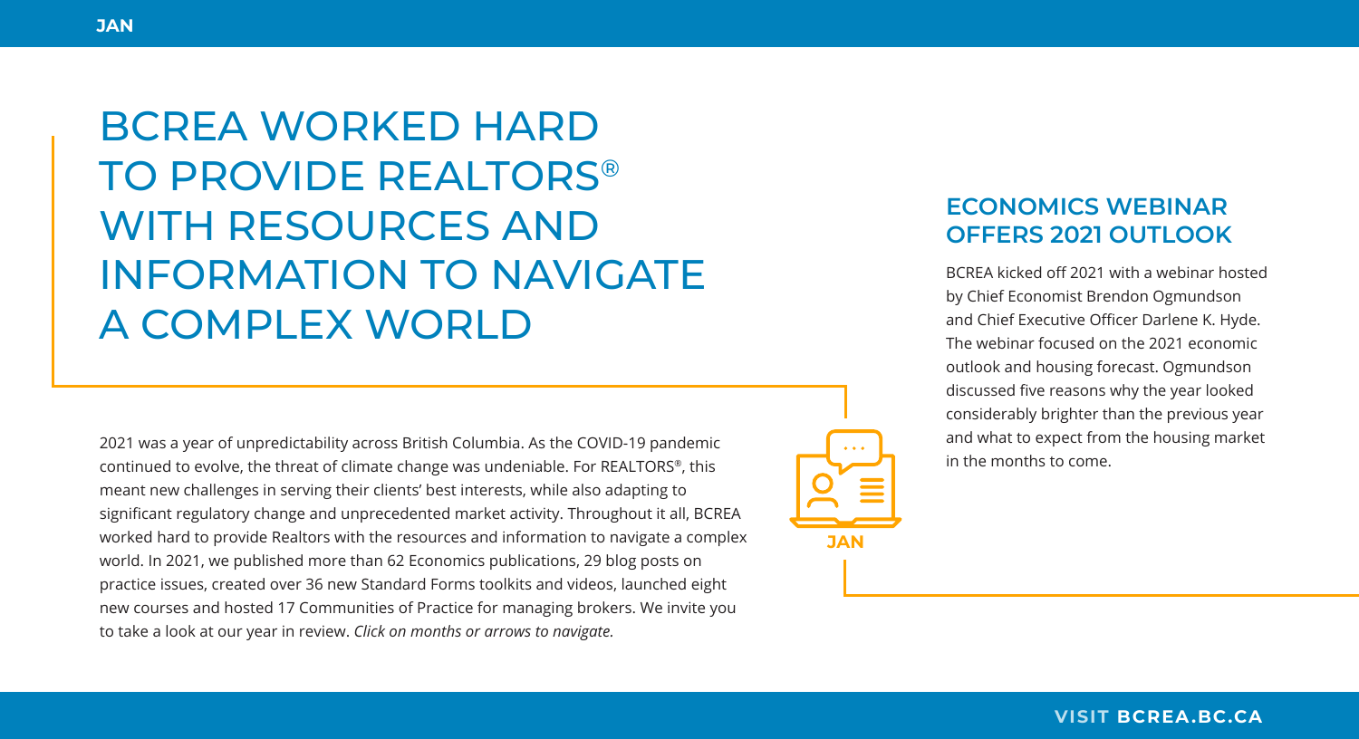# BCREA WORKED HARD TO PROVIDE REALTORS® WITH RESOURCES AND INFORMATION TO NAVIGATE A COMPLEX WORLD

2021 was a year of unpredictability across British Columbia. As the COVID-19 pandemic continued to evolve, the threat of climate change was undeniable. For REALTORS®, this meant new challenges in serving their clients' best interests, while also adapting to significant regulatory change and unprecedented market activity. Throughout it all, BCREA worked hard to provide Realtors with the resources and information to navigate a complex world. In 2021, we published more than 62 Economics publications, 29 blog posts on practice issues, created over 36 new Standard Forms toolkits and videos, launched eight new courses and hosted 17 Communities of Practice for managing brokers. We invite you to take a look at our year in review. *Click on months or arrows to navigate.*

JAN

## ECONOMICS WEBINAR OFFERS 2021 OUTLOOK

BCREA kicked off 2021 with a webinar hosted by Chief Economist Brendon Ogmundson and Chief Executive Officer Darlene K. Hyde. The webinar focused on the 2021 economic outlook and housing forecast. Ogmundson discussed five reasons why the year looked considerably brighter than the previous year and what to expect from the housing market in the months to come.

VISIT **BCREA.BC.CA**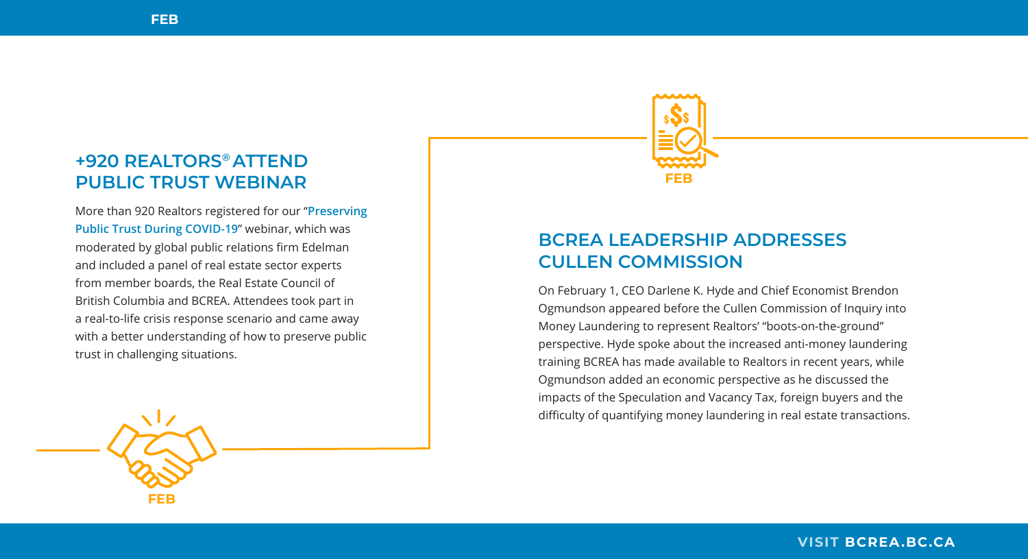FEB

## +920 REALTORS® ATTEND PUBLIC TRUST WEBINAR

More than 920 Realtors registered for our "**Preserving Public Trust During COVID-19**" webinar, which was moderated by global public relations firm Edelman and included a panel of real estate sector experts from member boards, the Real Estate Council of British Columbia and BCREA. Attendees took part in a real-to-life crisis response scenario and came away with a better understanding of how to preserve public trust in challenging situations.

FEB

FEB

## BCREA LEADERSHIP ADDRESSES CULLEN COMMISSION

On February 1, CEO Darlene K. Hyde and Chief Economist Brendon Ogmundson appeared before the Cullen Commission of Inquiry into Money Laundering to represent Realtors' "boots-on-the-ground" perspective. Hyde spoke about the increased anti-money laundering training BCREA has made available to Realtors in recent years, while Ogmundson added an economic perspective as he discussed the impacts of the Speculation and Vacancy Tax, foreign buyers and the difficulty of quantifying money laundering in real estate transactions.

VISIT **BCREA.BC.CA**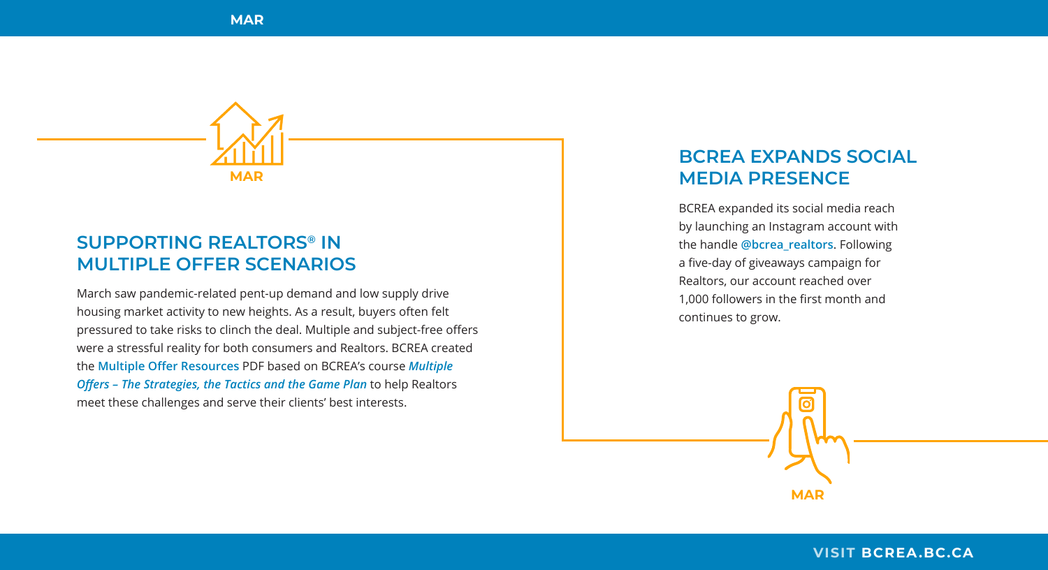MAR

## SUPPORTING REALTORS® IN MULTIPLE OFFER SCENARIOS

March saw pandemic-related pent-up demand and low supply drive housing market activity to new heights. As a result, buyers often felt pressured to take risks to clinch the deal. Multiple and subject-free offers were a stressful reality for both consumers and Realtors. BCREA created the **Multiple Offer Resources** PDF based on BCREA's course ***Multiple Offers – The Strategies, the Tactics and the Game Plan*** to help Realtors meet these challenges and serve their clients' best interests.

MAR

## BCREA EXPANDS SOCIAL MEDIA PRESENCE

BCREA expanded its social media reach by launching an Instagram account with the handle **@bcrea_realtors**. Following a five-day of giveaways campaign for Realtors, our account reached over 1,000 followers in the first month and continues to grow.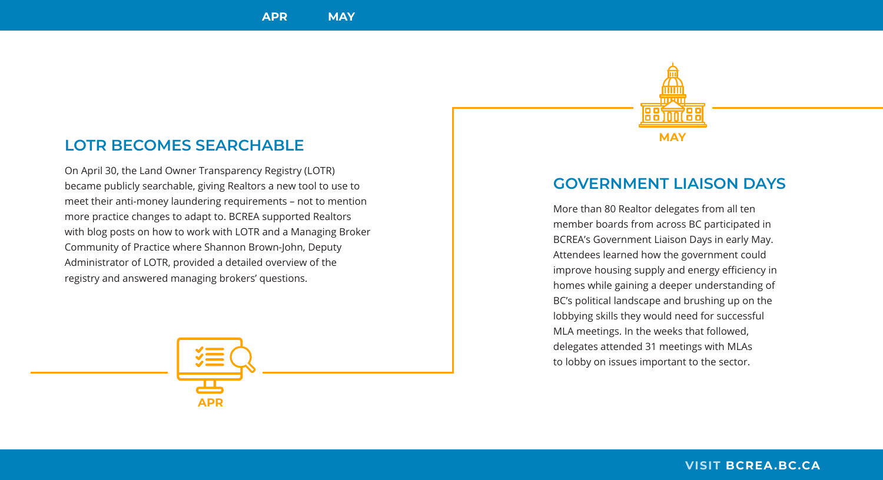## LOTR BECOMES SEARCHABLE

On April 30, the Land Owner Transparency Registry (LOTR) became publicly searchable, giving Realtors a new tool to use to meet their anti-money laundering requirements – not to mention more practice changes to adapt to. BCREA supported Realtors with blog posts on how to work with LOTR and a Managing Broker Community of Practice where Shannon Brown-John, Deputy Administrator of LOTR, provided a detailed overview of the registry and answered managing brokers' questions.

APR

MAY

## GOVERNMENT LIAISON DAYS

More than 80 Realtor delegates from all ten member boards from across BC participated in BCREA's Government Liaison Days in early May. Attendees learned how the government could improve housing supply and energy efficiency in homes while gaining a deeper understanding of BC's political landscape and brushing up on the lobbying skills they would need for successful MLA meetings. In the weeks that followed, delegates attended 31 meetings with MLAs to lobby on issues important to the sector.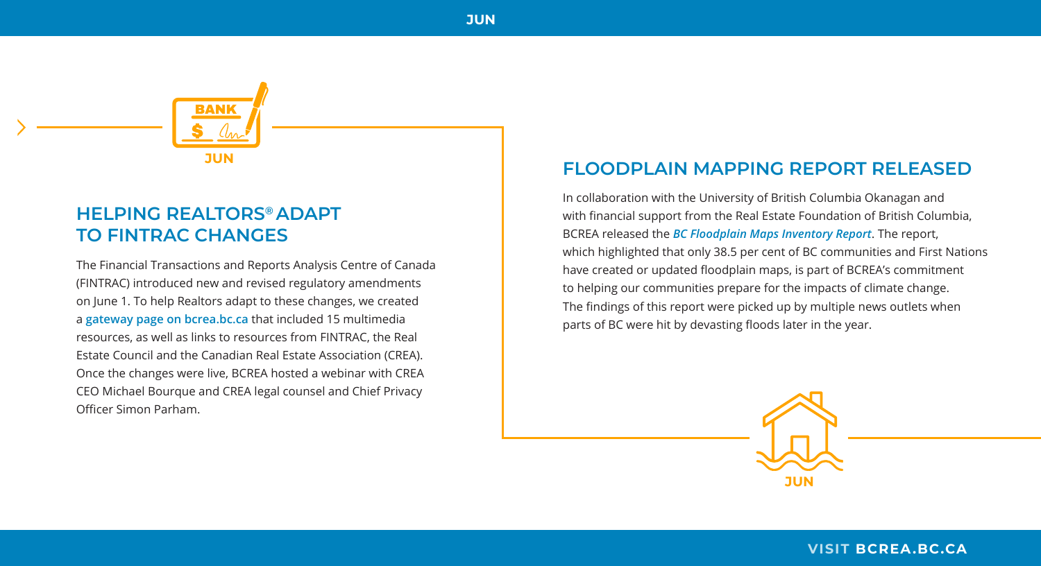## HELPING REALTORS® ADAPT TO FINTRAC CHANGES

The Financial Transactions and Reports Analysis Centre of Canada (FINTRAC) introduced new and revised regulatory amendments on June 1. To help Realtors adapt to these changes, we created a **gateway page on bcrea.bc.ca** that included 15 multimedia resources, as well as links to resources from FINTRAC, the Real Estate Council and the Canadian Real Estate Association (CREA). Once the changes were live, BCREA hosted a webinar with CREA CEO Michael Bourque and CREA legal counsel and Chief Privacy Officer Simon Parham.

## FLOODPLAIN MAPPING REPORT RELEASED

In collaboration with the University of British Columbia Okanagan and with financial support from the Real Estate Foundation of British Columbia, BCREA released the ***BC Floodplain Maps Inventory Report***. The report, which highlighted that only 38.5 per cent of BC communities and First Nations have created or updated floodplain maps, is part of BCREA's commitment to helping our communities prepare for the impacts of climate change. The findings of this report were picked up by multiple news outlets when parts of BC were hit by devasting floods later in the year.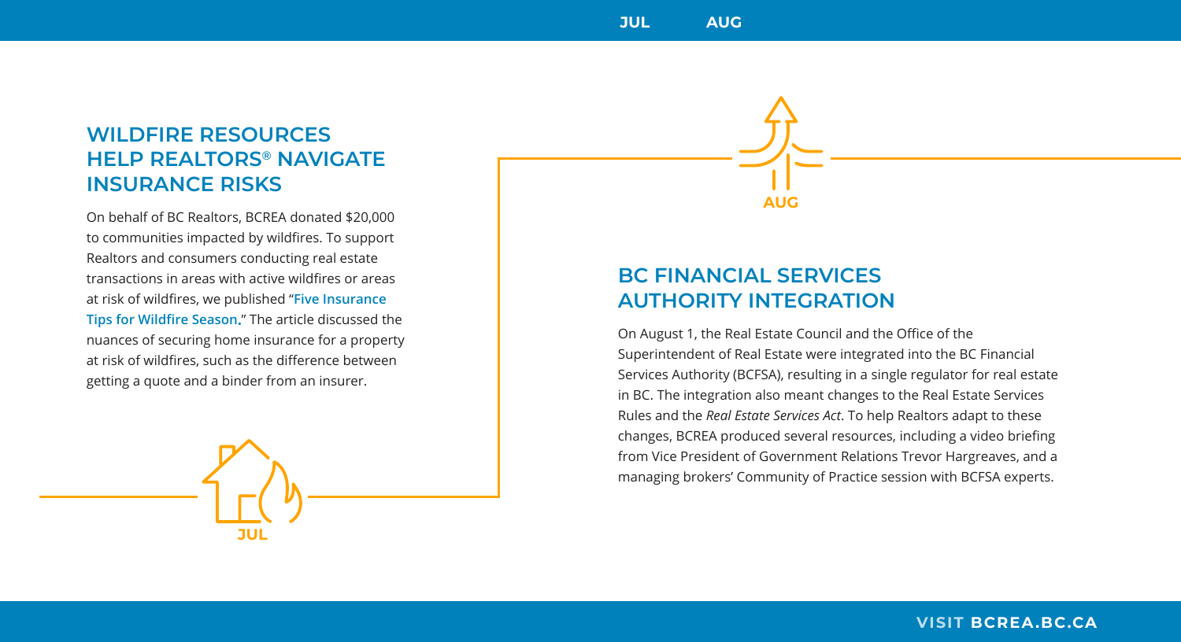## WILDFIRE RESOURCES HELP REALTORS® NAVIGATE INSURANCE RISKS

On behalf of BC Realtors, BCREA donated $20,000 to communities impacted by wildfires. To support Realtors and consumers conducting real estate transactions in areas with active wildfires or areas at risk of wildfires, we published "**Five Insurance Tips for Wildfire Season**." The article discussed the nuances of securing home insurance for a property at risk of wildfires, such as the difference between getting a quote and a binder from an insurer.

JUL

AUG

## BC FINANCIAL SERVICES AUTHORITY INTEGRATION

On August 1, the Real Estate Council and the Office of the Superintendent of Real Estate were integrated into the BC Financial Services Authority (BCFSA), resulting in a single regulator for real estate in BC. The integration also meant changes to the Real Estate Services Rules and the *Real Estate Services Act*. To help Realtors adapt to these changes, BCREA produced several resources, including a video briefing from Vice President of Government Relations Trevor Hargreaves, and a managing brokers' Community of Practice session with BCFSA experts.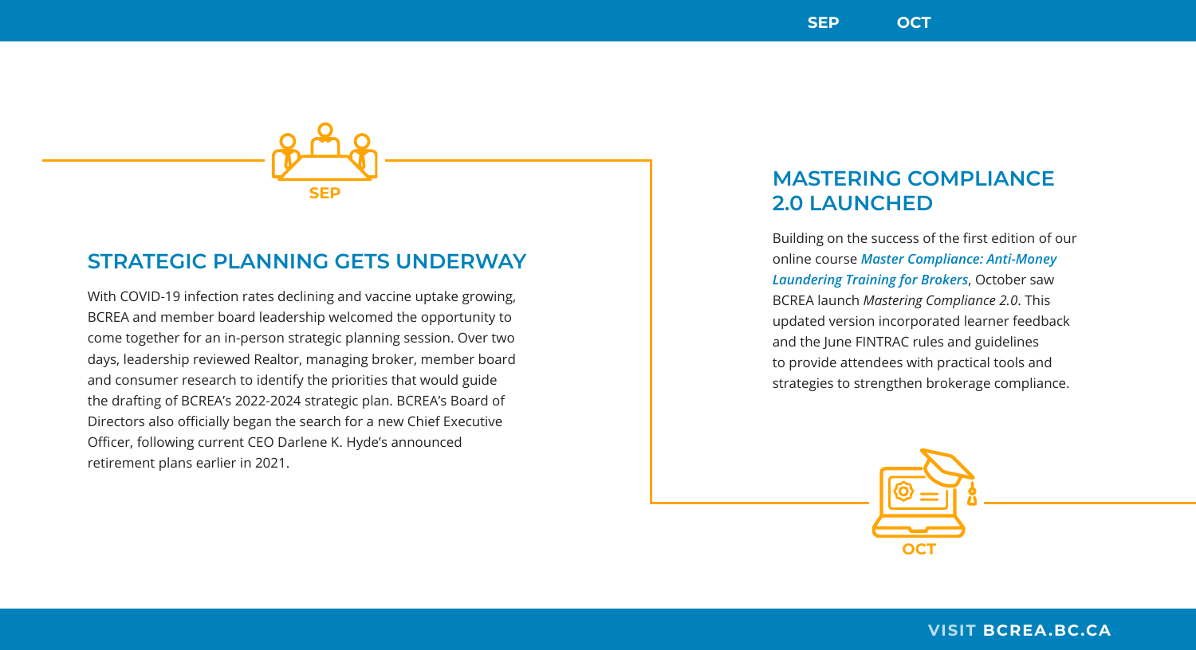SEP

## STRATEGIC PLANNING GETS UNDERWAY

With COVID-19 infection rates declining and vaccine uptake growing, BCREA and member board leadership welcomed the opportunity to come together for an in-person strategic planning session. Over two days, leadership reviewed Realtor, managing broker, member board and consumer research to identify the priorities that would guide the drafting of BCREA's 2022-2024 strategic plan. BCREA's Board of Directors also officially began the search for a new Chief Executive Officer, following current CEO Darlene K. Hyde's announced retirement plans earlier in 2021.

## MASTERING COMPLIANCE 2.0 LAUNCHED

Building on the success of the first edition of our online course ***Master Compliance: Anti-Money Laundering Training for Brokers***, October saw BCREA launch *Mastering Compliance 2.0*. This updated version incorporated learner feedback and the June FINTRAC rules and guidelines to provide attendees with practical tools and strategies to strengthen brokerage compliance.

OCT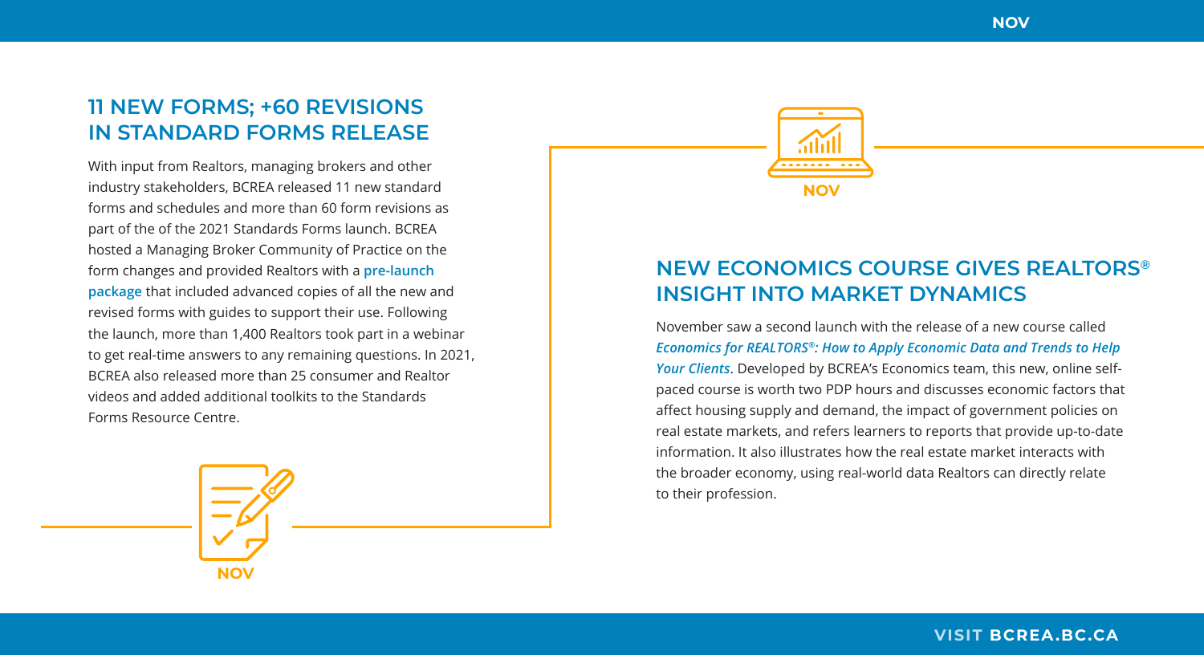## 11 NEW FORMS; +60 REVISIONS IN STANDARD FORMS RELEASE

With input from Realtors, managing brokers and other industry stakeholders, BCREA released 11 new standard forms and schedules and more than 60 form revisions as part of the of the 2021 Standards Forms launch. BCREA hosted a Managing Broker Community of Practice on the form changes and provided Realtors with a **pre-launch package** that included advanced copies of all the new and revised forms with guides to support their use. Following the launch, more than 1,400 Realtors took part in a webinar to get real-time answers to any remaining questions. In 2021, BCREA also released more than 25 consumer and Realtor videos and added additional toolkits to the Standards Forms Resource Centre.

NOV

NOV

## NEW ECONOMICS COURSE GIVES REALTORS® INSIGHT INTO MARKET DYNAMICS

November saw a second launch with the release of a new course called ***Economics for REALTORS®: How to Apply Economic Data and Trends to Help Your Clients***. Developed by BCREA's Economics team, this new, online self-paced course is worth two PDP hours and discusses economic factors that affect housing supply and demand, the impact of government policies on real estate markets, and refers learners to reports that provide up-to-date information. It also illustrates how the real estate market interacts with the broader economy, using real-world data Realtors can directly relate to their profession.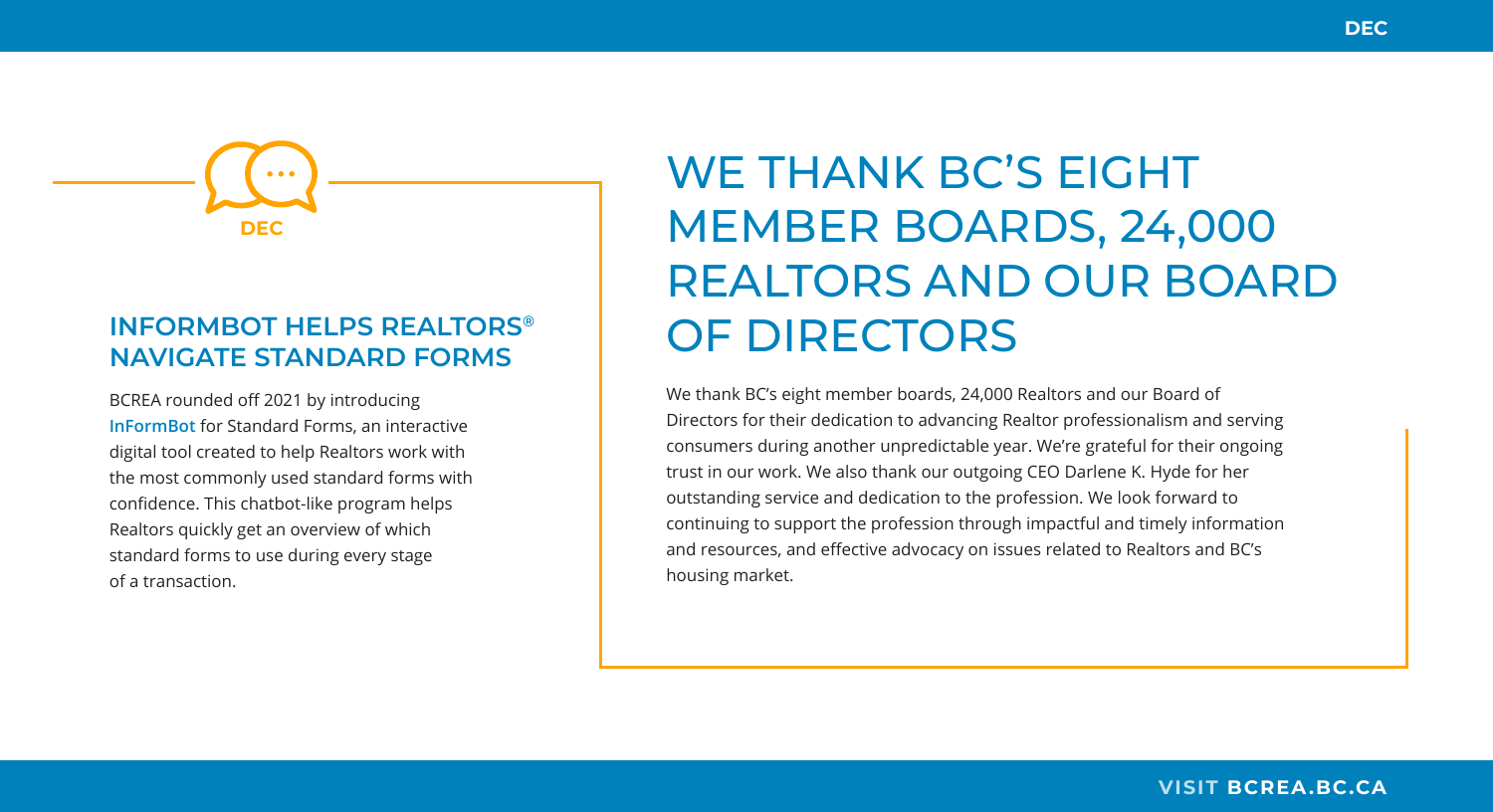DEC

## INFORMBOT HELPS REALTORS® NAVIGATE STANDARD FORMS

BCREA rounded off 2021 by introducing **InFormBot** for Standard Forms, an interactive digital tool created to help Realtors work with the most commonly used standard forms with confidence. This chatbot-like program helps Realtors quickly get an overview of which standard forms to use during every stage of a transaction.

# WE THANK BC'S EIGHT MEMBER BOARDS, 24,000 REALTORS AND OUR BOARD OF DIRECTORS

We thank BC's eight member boards, 24,000 Realtors and our Board of Directors for their dedication to advancing Realtor professionalism and serving consumers during another unpredictable year. We're grateful for their ongoing trust in our work. We also thank our outgoing CEO Darlene K. Hyde for her outstanding service and dedication to the profession. We look forward to continuing to support the profession through impactful and timely information and resources, and effective advocacy on issues related to Realtors and BC's housing market.

VISIT **BCREA.BC.CA**